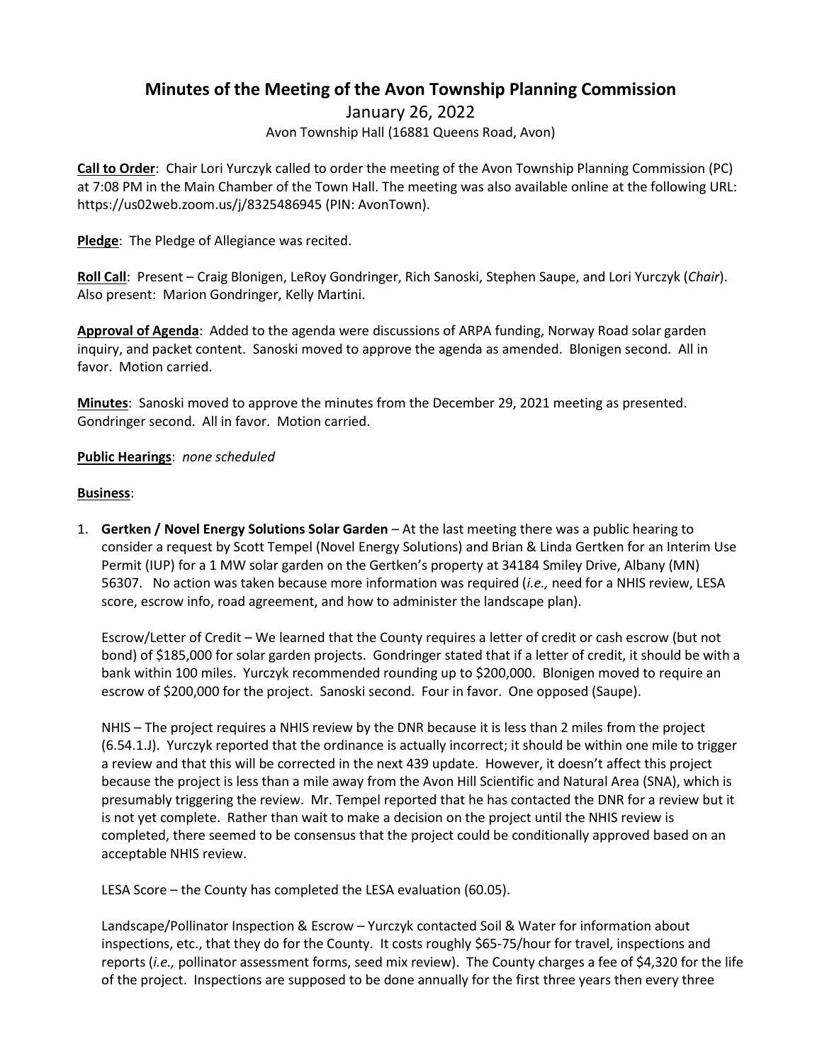# Minutes of the Meeting of the Avon Township Planning Commission

January 26, 2022

Avon Township Hall (16881 Queens Road, Avon)

**Call to Order**: Chair Lori Yurczyk called to order the meeting of the Avon Township Planning Commission (PC) at 7:08 PM in the Main Chamber of the Town Hall. The meeting was also available online at the following URL: https://us02web.zoom.us/j/8325486945 (PIN: AvonTown).

**Pledge**: The Pledge of Allegiance was recited.

**Roll Call**: Present – Craig Blonigen, LeRoy Gondringer, Rich Sanoski, Stephen Saupe, and Lori Yurczyk (*Chair*). Also present: Marion Gondringer, Kelly Martini.

**Approval of Agenda**: Added to the agenda were discussions of ARPA funding, Norway Road solar garden inquiry, and packet content. Sanoski moved to approve the agenda as amended. Blonigen second. All in favor. Motion carried.

**Minutes**: Sanoski moved to approve the minutes from the December 29, 2021 meeting as presented. Gondringer second. All in favor. Motion carried.

**Public Hearings**: *none scheduled*

**Business**:

1. **Gertken / Novel Energy Solutions Solar Garden** – At the last meeting there was a public hearing to consider a request by Scott Tempel (Novel Energy Solutions) and Brian & Linda Gertken for an Interim Use Permit (IUP) for a 1 MW solar garden on the Gertken's property at 34184 Smiley Drive, Albany (MN) 56307. No action was taken because more information was required (*i.e.,* need for a NHIS review, LESA score, escrow info, road agreement, and how to administer the landscape plan).

   Escrow/Letter of Credit – We learned that the County requires a letter of credit or cash escrow (but not bond) of $185,000 for solar garden projects. Gondringer stated that if a letter of credit, it should be with a bank within 100 miles. Yurczyk recommended rounding up to $200,000. Blonigen moved to require an escrow of $200,000 for the project. Sanoski second. Four in favor. One opposed (Saupe).

   NHIS – The project requires a NHIS review by the DNR because it is less than 2 miles from the project (6.54.1.J). Yurczyk reported that the ordinance is actually incorrect; it should be within one mile to trigger a review and that this will be corrected in the next 439 update. However, it doesn't affect this project because the project is less than a mile away from the Avon Hill Scientific and Natural Area (SNA), which is presumably triggering the review. Mr. Tempel reported that he has contacted the DNR for a review but it is not yet complete. Rather than wait to make a decision on the project until the NHIS review is completed, there seemed to be consensus that the project could be conditionally approved based on an acceptable NHIS review.

   LESA Score – the County has completed the LESA evaluation (60.05).

   Landscape/Pollinator Inspection & Escrow – Yurczyk contacted Soil & Water for information about inspections, etc., that they do for the County. It costs roughly $65-75/hour for travel, inspections and reports (*i.e.,* pollinator assessment forms, seed mix review). The County charges a fee of $4,320 for the life of the project. Inspections are supposed to be done annually for the first three years then every three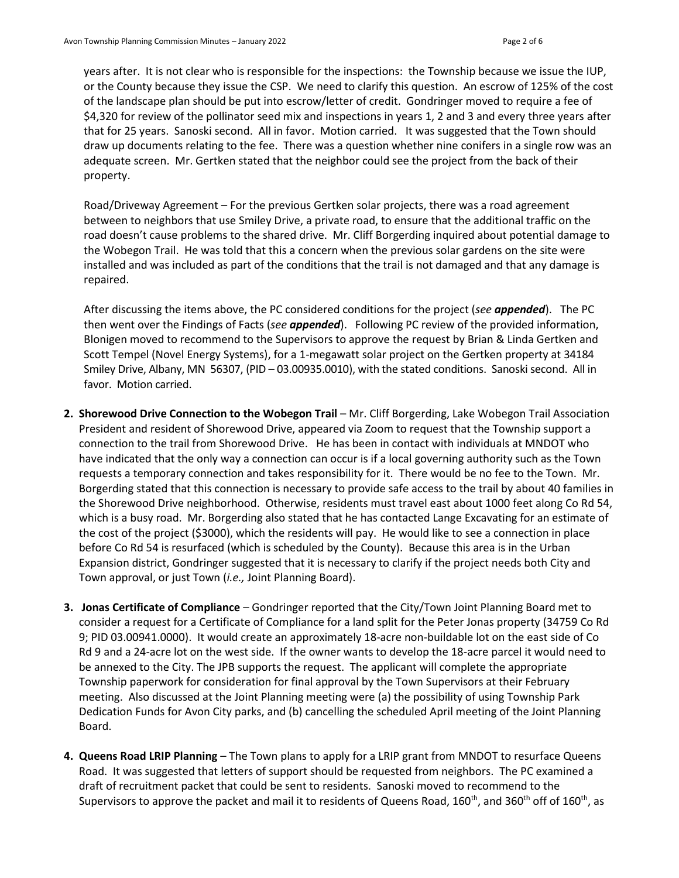years after. It is not clear who is responsible for the inspections: the Township because we issue the IUP, or the County because they issue the CSP. We need to clarify this question. An escrow of 125% of the cost of the landscape plan should be put into escrow/letter of credit. Gondringer moved to require a fee of $4,320 for review of the pollinator seed mix and inspections in years 1, 2 and 3 and every three years after that for 25 years. Sanoski second. All in favor. Motion carried. It was suggested that the Town should draw up documents relating to the fee. There was a question whether nine conifers in a single row was an adequate screen. Mr. Gertken stated that the neighbor could see the project from the back of their property.

Road/Driveway Agreement – For the previous Gertken solar projects, there was a road agreement between to neighbors that use Smiley Drive, a private road, to ensure that the additional traffic on the road doesn't cause problems to the shared drive. Mr. Cliff Borgerding inquired about potential damage to the Wobegon Trail. He was told that this a concern when the previous solar gardens on the site were installed and was included as part of the conditions that the trail is not damaged and that any damage is repaired.

After discussing the items above, the PC considered conditions for the project (*see **appended***). The PC then went over the Findings of Facts (*see **appended***). Following PC review of the provided information, Blonigen moved to recommend to the Supervisors to approve the request by Brian & Linda Gertken and Scott Tempel (Novel Energy Systems), for a 1-megawatt solar project on the Gertken property at 34184 Smiley Drive, Albany, MN 56307, (PID – 03.00935.0010), with the stated conditions. Sanoski second. All in favor. Motion carried.

2. **Shorewood Drive Connection to the Wobegon Trail** – Mr. Cliff Borgerding, Lake Wobegon Trail Association President and resident of Shorewood Drive, appeared via Zoom to request that the Township support a connection to the trail from Shorewood Drive. He has been in contact with individuals at MNDOT who have indicated that the only way a connection can occur is if a local governing authority such as the Town requests a temporary connection and takes responsibility for it. There would be no fee to the Town. Mr. Borgerding stated that this connection is necessary to provide safe access to the trail by about 40 families in the Shorewood Drive neighborhood. Otherwise, residents must travel east about 1000 feet along Co Rd 54, which is a busy road. Mr. Borgerding also stated that he has contacted Lange Excavating for an estimate of the cost of the project ($3000), which the residents will pay. He would like to see a connection in place before Co Rd 54 is resurfaced (which is scheduled by the County). Because this area is in the Urban Expansion district, Gondringer suggested that it is necessary to clarify if the project needs both City and Town approval, or just Town (*i.e.,* Joint Planning Board).

3. **Jonas Certificate of Compliance** – Gondringer reported that the City/Town Joint Planning Board met to consider a request for a Certificate of Compliance for a land split for the Peter Jonas property (34759 Co Rd 9; PID 03.00941.0000). It would create an approximately 18-acre non-buildable lot on the east side of Co Rd 9 and a 24-acre lot on the west side. If the owner wants to develop the 18-acre parcel it would need to be annexed to the City. The JPB supports the request. The applicant will complete the appropriate Township paperwork for consideration for final approval by the Town Supervisors at their February meeting. Also discussed at the Joint Planning meeting were (a) the possibility of using Township Park Dedication Funds for Avon City parks, and (b) cancelling the scheduled April meeting of the Joint Planning Board.

4. **Queens Road LRIP Planning** – The Town plans to apply for a LRIP grant from MNDOT to resurface Queens Road. It was suggested that letters of support should be requested from neighbors. The PC examined a draft of recruitment packet that could be sent to residents. Sanoski moved to recommend to the Supervisors to approve the packet and mail it to residents of Queens Road, 160th, and 360th off of 160th, as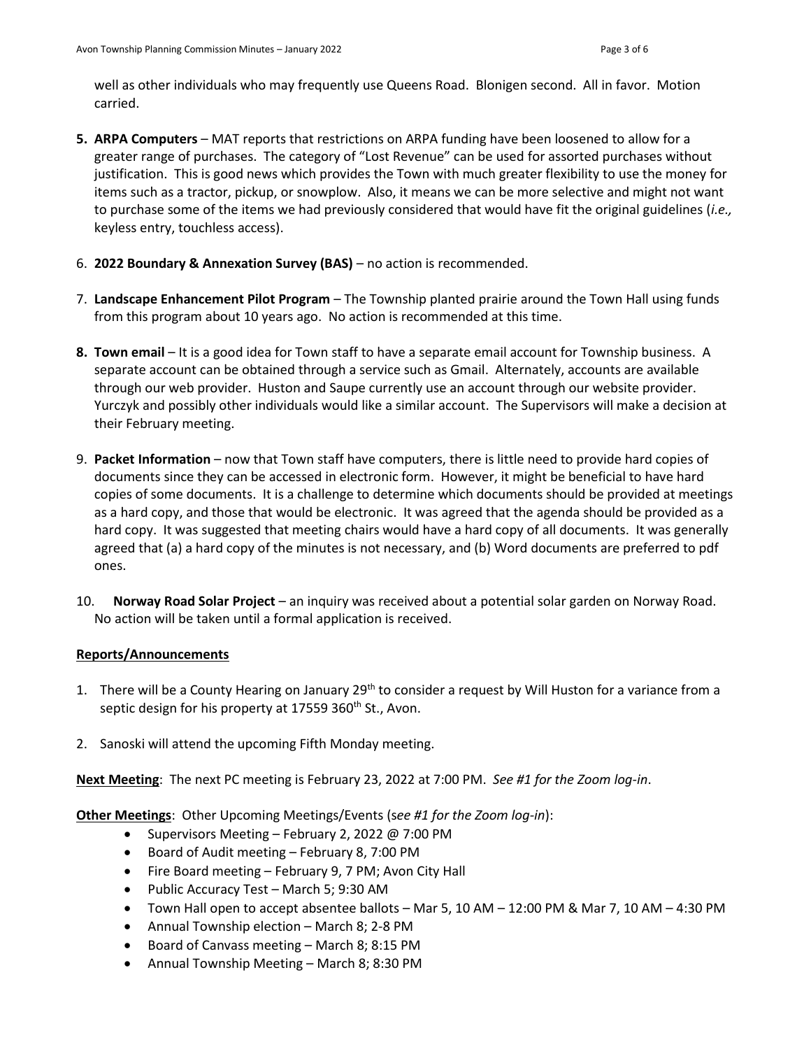well as other individuals who may frequently use Queens Road. Blonigen second. All in favor. Motion carried.

5. **ARPA Computers** – MAT reports that restrictions on ARPA funding have been loosened to allow for a greater range of purchases. The category of "Lost Revenue" can be used for assorted purchases without justification. This is good news which provides the Town with much greater flexibility to use the money for items such as a tractor, pickup, or snowplow. Also, it means we can be more selective and might not want to purchase some of the items we had previously considered that would have fit the original guidelines (*i.e.,* keyless entry, touchless access).

6. **2022 Boundary & Annexation Survey (BAS)** – no action is recommended.

7. **Landscape Enhancement Pilot Program** – The Township planted prairie around the Town Hall using funds from this program about 10 years ago. No action is recommended at this time.

8. **Town email** – It is a good idea for Town staff to have a separate email account for Township business. A separate account can be obtained through a service such as Gmail. Alternately, accounts are available through our web provider. Huston and Saupe currently use an account through our website provider. Yurczyk and possibly other individuals would like a similar account. The Supervisors will make a decision at their February meeting.

9. **Packet Information** – now that Town staff have computers, there is little need to provide hard copies of documents since they can be accessed in electronic form. However, it might be beneficial to have hard copies of some documents. It is a challenge to determine which documents should be provided at meetings as a hard copy, and those that would be electronic. It was agreed that the agenda should be provided as a hard copy. It was suggested that meeting chairs would have a hard copy of all documents. It was generally agreed that (a) a hard copy of the minutes is not necessary, and (b) Word documents are preferred to pdf ones.

10. **Norway Road Solar Project** – an inquiry was received about a potential solar garden on Norway Road. No action will be taken until a formal application is received.

**Reports/Announcements**

1. There will be a County Hearing on January 29th to consider a request by Will Huston for a variance from a septic design for his property at 17559 360th St., Avon.

2. Sanoski will attend the upcoming Fifth Monday meeting.

**Next Meeting**: The next PC meeting is February 23, 2022 at 7:00 PM. *See #1 for the Zoom log-in*.

**Other Meetings**: Other Upcoming Meetings/Events (*see #1 for the Zoom log-in*):

- Supervisors Meeting – February 2, 2022 @ 7:00 PM
- Board of Audit meeting – February 8, 7:00 PM
- Fire Board meeting – February 9, 7 PM; Avon City Hall
- Public Accuracy Test – March 5; 9:30 AM
- Town Hall open to accept absentee ballots – Mar 5, 10 AM – 12:00 PM & Mar 7, 10 AM – 4:30 PM
- Annual Township election – March 8; 2-8 PM
- Board of Canvass meeting – March 8; 8:15 PM
- Annual Township Meeting – March 8; 8:30 PM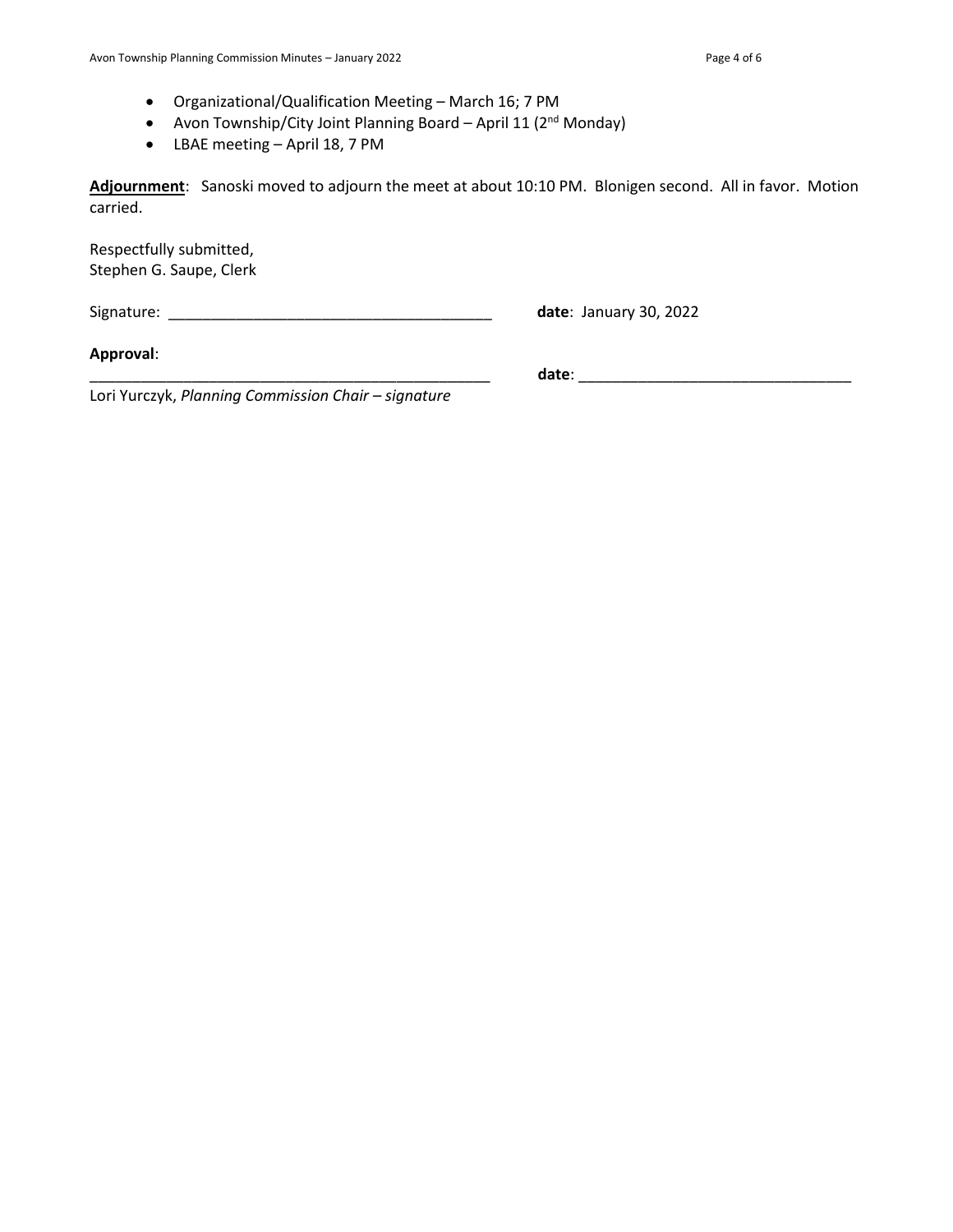- Organizational/Qualification Meeting – March 16; 7 PM
- Avon Township/City Joint Planning Board – April 11 (2nd Monday)
- LBAE meeting – April 18, 7 PM

**Adjournment**: Sanoski moved to adjourn the meet at about 10:10 PM. Blonigen second. All in favor. Motion carried.

Respectfully submitted,
Stephen G. Saupe, Clerk

Signature: ______________________________________ **date**: January 30, 2022

**Approval**:

______________________________________________ **date**: ______________________________

Lori Yurczyk, *Planning Commission Chair – signature*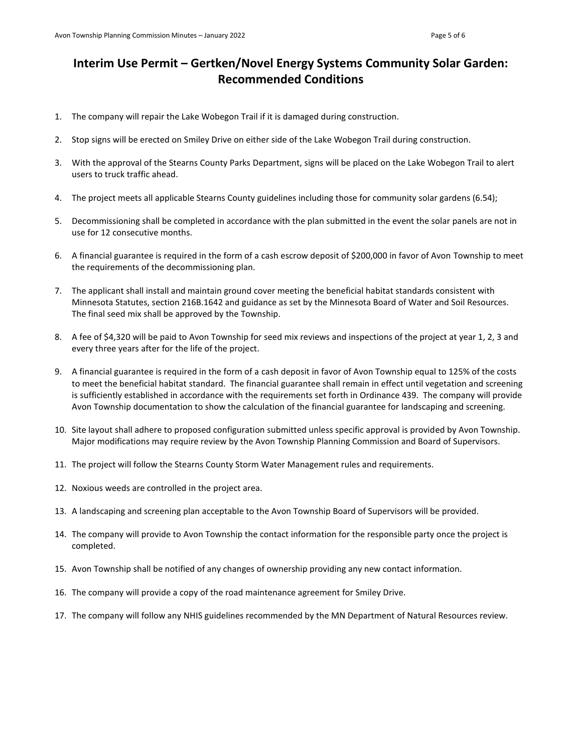# Interim Use Permit – Gertken/Novel Energy Systems Community Solar Garden: Recommended Conditions

1. The company will repair the Lake Wobegon Trail if it is damaged during construction.

2. Stop signs will be erected on Smiley Drive on either side of the Lake Wobegon Trail during construction.

3. With the approval of the Stearns County Parks Department, signs will be placed on the Lake Wobegon Trail to alert users to truck traffic ahead.

4. The project meets all applicable Stearns County guidelines including those for community solar gardens (6.54);

5. Decommissioning shall be completed in accordance with the plan submitted in the event the solar panels are not in use for 12 consecutive months.

6. A financial guarantee is required in the form of a cash escrow deposit of $200,000 in favor of Avon Township to meet the requirements of the decommissioning plan.

7. The applicant shall install and maintain ground cover meeting the beneficial habitat standards consistent with Minnesota Statutes, section 216B.1642 and guidance as set by the Minnesota Board of Water and Soil Resources. The final seed mix shall be approved by the Township.

8. A fee of $4,320 will be paid to Avon Township for seed mix reviews and inspections of the project at year 1, 2, 3 and every three years after for the life of the project.

9. A financial guarantee is required in the form of a cash deposit in favor of Avon Township equal to 125% of the costs to meet the beneficial habitat standard. The financial guarantee shall remain in effect until vegetation and screening is sufficiently established in accordance with the requirements set forth in Ordinance 439. The company will provide Avon Township documentation to show the calculation of the financial guarantee for landscaping and screening.

10. Site layout shall adhere to proposed configuration submitted unless specific approval is provided by Avon Township. Major modifications may require review by the Avon Township Planning Commission and Board of Supervisors.

11. The project will follow the Stearns County Storm Water Management rules and requirements.

12. Noxious weeds are controlled in the project area.

13. A landscaping and screening plan acceptable to the Avon Township Board of Supervisors will be provided.

14. The company will provide to Avon Township the contact information for the responsible party once the project is completed.

15. Avon Township shall be notified of any changes of ownership providing any new contact information.

16. The company will provide a copy of the road maintenance agreement for Smiley Drive.

17. The company will follow any NHIS guidelines recommended by the MN Department of Natural Resources review.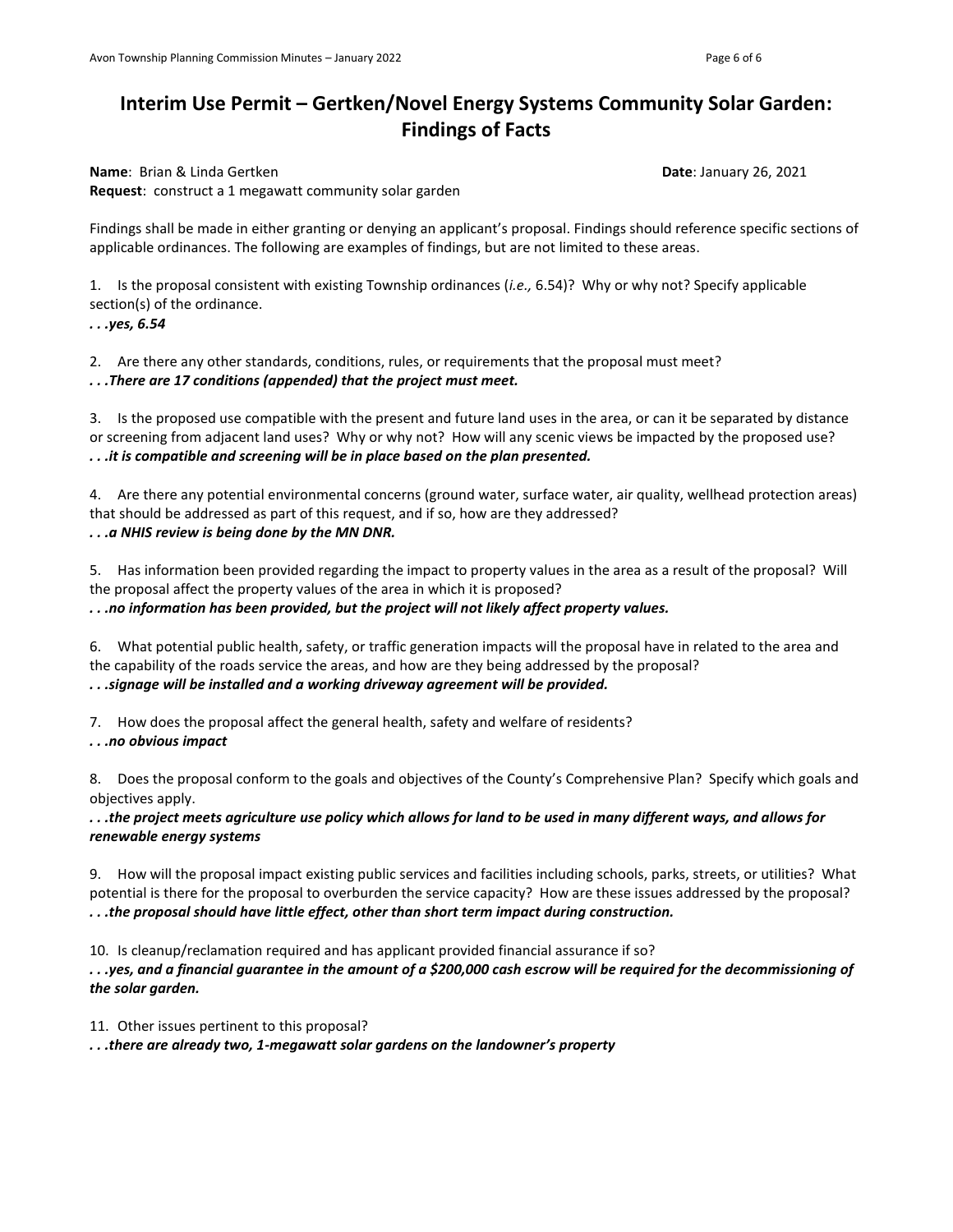# Interim Use Permit – Gertken/Novel Energy Systems Community Solar Garden: Findings of Facts

**Name**: Brian & Linda Gertken **Date**: January 26, 2021

**Request**: construct a 1 megawatt community solar garden

Findings shall be made in either granting or denying an applicant's proposal. Findings should reference specific sections of applicable ordinances. The following are examples of findings, but are not limited to these areas.

1. Is the proposal consistent with existing Township ordinances (*i.e.,* 6.54)? Why or why not? Specify applicable section(s) of the ordinance.

***. . .yes, 6.54***

2. Are there any other standards, conditions, rules, or requirements that the proposal must meet?

***. . .There are 17 conditions (appended) that the project must meet.***

3. Is the proposed use compatible with the present and future land uses in the area, or can it be separated by distance or screening from adjacent land uses? Why or why not? How will any scenic views be impacted by the proposed use?

***. . .it is compatible and screening will be in place based on the plan presented.***

4. Are there any potential environmental concerns (ground water, surface water, air quality, wellhead protection areas) that should be addressed as part of this request, and if so, how are they addressed?

***. . .a NHIS review is being done by the MN DNR.***

5. Has information been provided regarding the impact to property values in the area as a result of the proposal? Will the proposal affect the property values of the area in which it is proposed?

***. . .no information has been provided, but the project will not likely affect property values.***

6. What potential public health, safety, or traffic generation impacts will the proposal have in related to the area and the capability of the roads service the areas, and how are they being addressed by the proposal?

***. . .signage will be installed and a working driveway agreement will be provided.***

7. How does the proposal affect the general health, safety and welfare of residents?

***. . .no obvious impact***

8. Does the proposal conform to the goals and objectives of the County's Comprehensive Plan? Specify which goals and objectives apply.

***. . .the project meets agriculture use policy which allows for land to be used in many different ways, and allows for renewable energy systems***

9. How will the proposal impact existing public services and facilities including schools, parks, streets, or utilities? What potential is there for the proposal to overburden the service capacity? How are these issues addressed by the proposal?

***. . .the proposal should have little effect, other than short term impact during construction.***

10. Is cleanup/reclamation required and has applicant provided financial assurance if so?

***. . .yes, and a financial guarantee in the amount of a $200,000 cash escrow will be required for the decommissioning of the solar garden.***

11. Other issues pertinent to this proposal?

***. . .there are already two, 1-megawatt solar gardens on the landowner's property***